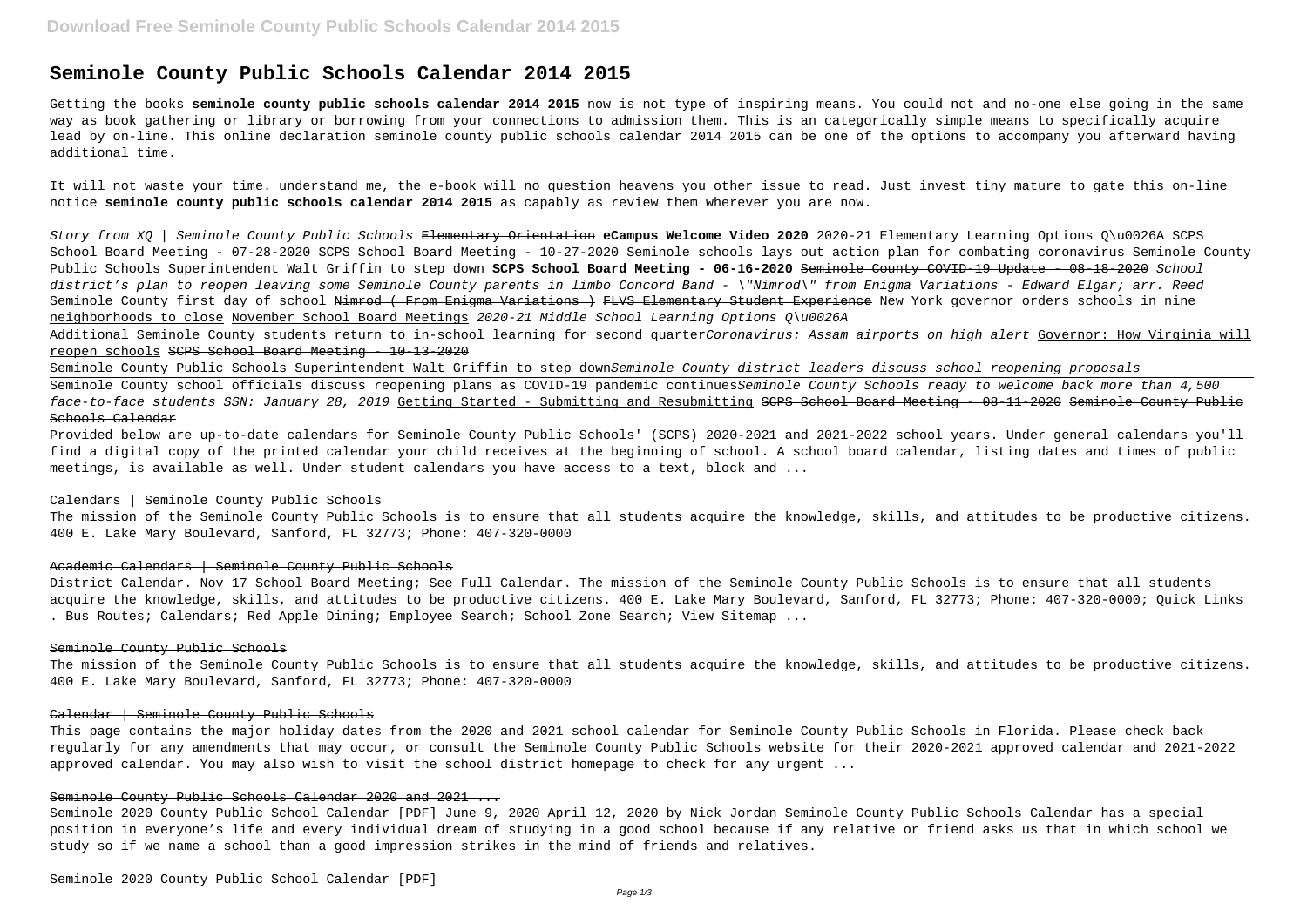# Seminole County Public Schools Calendar 2014 2015

Getting the books **seminole county public schools calendar 2014 2015** now is not type of inspiring means. You could not and no-one else going in the same way as book gathering or library or borrowing from your connections to admission them. This is an categorically simple means to specifically acquire lead by on-line. This online declaration seminole county public schools calendar 2014 2015 can be one of the options to accompany you afterward having additional time.

It will not waste your time. understand me, the e-book will no question heavens you other issue to read. Just invest tiny mature to gate this on-line notice **seminole county public schools calendar 2014 2015** as capably as review them wherever you are now.

*Story from XQ | Seminole County Public Schools* ~~Elementary Orientation~~ **eCampus Welcome Video 2020** 2020-21 Elementary Learning Options Q\u0026A SCPS School Board Meeting - 07-28-2020 SCPS School Board Meeting - 10-27-2020 Seminole schools lays out action plan for combating coronavirus Seminole County Public Schools Superintendent Walt Griffin to step down **SCPS School Board Meeting - 06-16-2020** ~~Seminole County COVID-19 Update - 08-18-2020~~ *School district's plan to reopen leaving some Seminole County parents in limbo* *Concord Band - \"Nimrod\" from Enigma Variations - Edward Elgar; arr. Reed* Seminole County first day of school ~~Nimrod ( From Enigma Variations )~~ ~~FLVS Elementary Student Experience~~ New York governor orders schools in nine neighborhoods to close November School Board Meetings *2020-21 Middle School Learning Options Q\u0026A*

Additional Seminole County students return to in-school learning for second quarter*Coronavirus: Assam airports on high alert* Governor: How Virginia will reopen schools ~~SCPS School Board Meeting - 10-13-2020~~

Seminole County Public Schools Superintendent Walt Griffin to step down*Seminole County district leaders discuss school reopening proposals*

Seminole County school officials discuss reopening plans as COVID-19 pandemic continues*Seminole County Schools ready to welcome back more than 4,500 face-to-face students SSN: January 28, 2019* Getting Started - Submitting and Resubmitting ~~SCPS School Board Meeting - 08-11-2020~~ ~~Seminole County Public Schools Calendar~~

Provided below are up-to-date calendars for Seminole County Public Schools' (SCPS) 2020-2021 and 2021-2022 school years. Under general calendars you'll find a digital copy of the printed calendar your child receives at the beginning of school. A school board calendar, listing dates and times of public meetings, is available as well. Under student calendars you have access to a text, block and ...

~~Calendars | Seminole County Public Schools~~

The mission of the Seminole County Public Schools is to ensure that all students acquire the knowledge, skills, and attitudes to be productive citizens. 400 E. Lake Mary Boulevard, Sanford, FL 32773; Phone: 407-320-0000

~~Academic Calendars | Seminole County Public Schools~~

District Calendar. Nov 17 School Board Meeting; See Full Calendar. The mission of the Seminole County Public Schools is to ensure that all students acquire the knowledge, skills, and attitudes to be productive citizens. 400 E. Lake Mary Boulevard, Sanford, FL 32773; Phone: 407-320-0000; Quick Links . Bus Routes; Calendars; Red Apple Dining; Employee Search; School Zone Search; View Sitemap ...

~~Seminole County Public Schools~~

The mission of the Seminole County Public Schools is to ensure that all students acquire the knowledge, skills, and attitudes to be productive citizens. 400 E. Lake Mary Boulevard, Sanford, FL 32773; Phone: 407-320-0000

~~Calendar | Seminole County Public Schools~~

This page contains the major holiday dates from the 2020 and 2021 school calendar for Seminole County Public Schools in Florida. Please check back regularly for any amendments that may occur, or consult the Seminole County Public Schools website for their 2020-2021 approved calendar and 2021-2022 approved calendar. You may also wish to visit the school district homepage to check for any urgent ...

~~Seminole County Public Schools Calendar 2020 and 2021 ...~~

Seminole 2020 County Public School Calendar [PDF] June 9, 2020 April 12, 2020 by Nick Jordan Seminole County Public Schools Calendar has a special position in everyone's life and every individual dream of studying in a good school because if any relative or friend asks us that in which school we study so if we name a school than a good impression strikes in the mind of friends and relatives.

~~Seminole 2020 County Public School Calendar [PDF]~~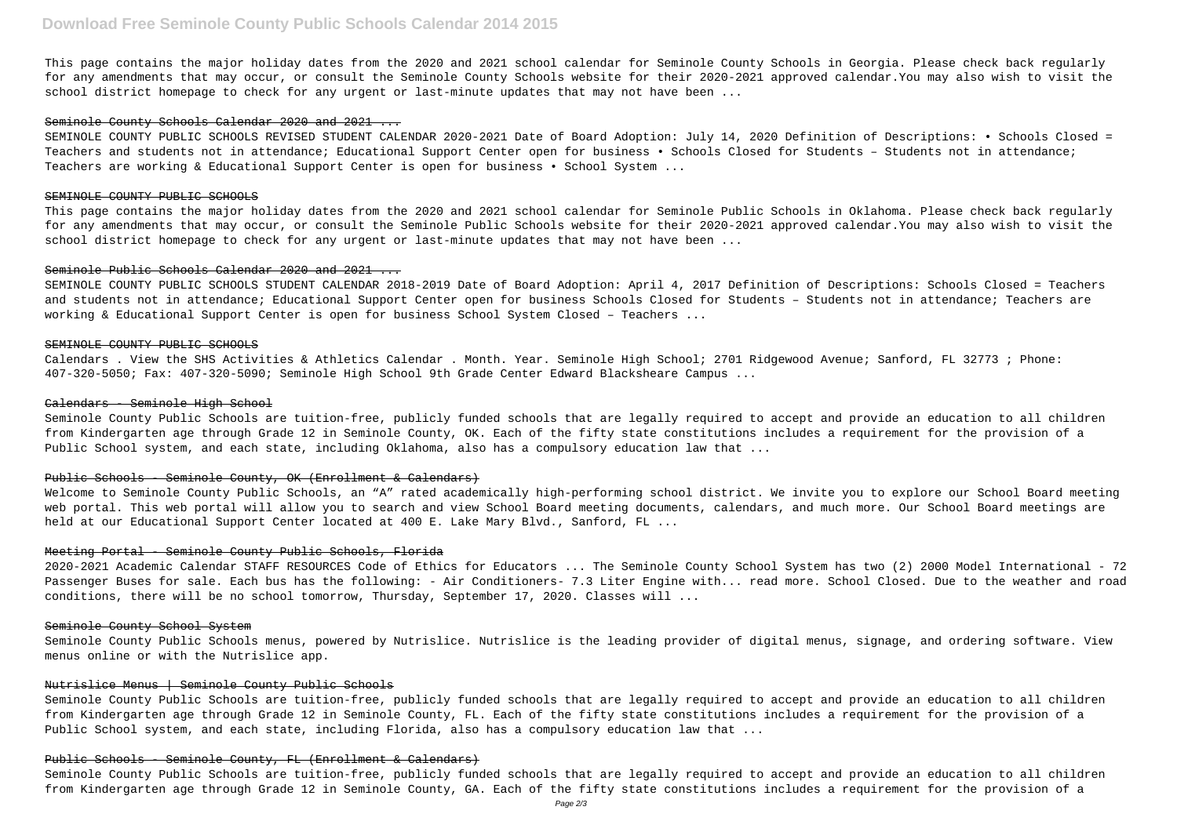This page contains the major holiday dates from the 2020 and 2021 school calendar for Seminole County Schools in Georgia. Please check back regularly for any amendments that may occur, or consult the Seminole County Schools website for their 2020-2021 approved calendar.You may also wish to visit the school district homepage to check for any urgent or last-minute updates that may not have been ...

## Seminole County Schools Calendar 2020 and 2021 ...

SEMINOLE COUNTY PUBLIC SCHOOLS REVISED STUDENT CALENDAR 2020-2021 Date of Board Adoption: July 14, 2020 Definition of Descriptions: • Schools Closed = Teachers and students not in attendance; Educational Support Center open for business • Schools Closed for Students – Students not in attendance; Teachers are working & Educational Support Center is open for business • School System ...

## SEMINOLE COUNTY PUBLIC SCHOOLS

This page contains the major holiday dates from the 2020 and 2021 school calendar for Seminole Public Schools in Oklahoma. Please check back regularly for any amendments that may occur, or consult the Seminole Public Schools website for their 2020-2021 approved calendar.You may also wish to visit the school district homepage to check for any urgent or last-minute updates that may not have been ...

## Seminole Public Schools Calendar 2020 and 2021 ...

SEMINOLE COUNTY PUBLIC SCHOOLS STUDENT CALENDAR 2018-2019 Date of Board Adoption: April 4, 2017 Definition of Descriptions: Schools Closed = Teachers and students not in attendance; Educational Support Center open for business Schools Closed for Students – Students not in attendance; Teachers are working & Educational Support Center is open for business School System Closed – Teachers ...

## SEMINOLE COUNTY PUBLIC SCHOOLS

Calendars . View the SHS Activities & Athletics Calendar . Month. Year. Seminole High School; 2701 Ridgewood Avenue; Sanford, FL 32773 ; Phone: 407-320-5050; Fax: 407-320-5090; Seminole High School 9th Grade Center Edward Blacksheare Campus ...

## Calendars - Seminole High School

Seminole County Public Schools are tuition-free, publicly funded schools that are legally required to accept and provide an education to all children from Kindergarten age through Grade 12 in Seminole County, OK. Each of the fifty state constitutions includes a requirement for the provision of a Public School system, and each state, including Oklahoma, also has a compulsory education law that ...

## Public Schools - Seminole County, OK (Enrollment & Calendars)

Welcome to Seminole County Public Schools, an "A" rated academically high-performing school district. We invite you to explore our School Board meeting web portal. This web portal will allow you to search and view School Board meeting documents, calendars, and much more. Our School Board meetings are held at our Educational Support Center located at 400 E. Lake Mary Blvd., Sanford, FL ...

## Meeting Portal - Seminole County Public Schools, Florida

2020-2021 Academic Calendar STAFF RESOURCES Code of Ethics for Educators ... The Seminole County School System has two (2) 2000 Model International - 72 Passenger Buses for sale. Each bus has the following: - Air Conditioners- 7.3 Liter Engine with... read more. School Closed. Due to the weather and road conditions, there will be no school tomorrow, Thursday, September 17, 2020. Classes will ...

## Seminole County School System

Seminole County Public Schools menus, powered by Nutrislice. Nutrislice is the leading provider of digital menus, signage, and ordering software. View menus online or with the Nutrislice app.

## Nutrislice Menus | Seminole County Public Schools

Seminole County Public Schools are tuition-free, publicly funded schools that are legally required to accept and provide an education to all children from Kindergarten age through Grade 12 in Seminole County, FL. Each of the fifty state constitutions includes a requirement for the provision of a Public School system, and each state, including Florida, also has a compulsory education law that ...

## Public Schools - Seminole County, FL (Enrollment & Calendars)

Seminole County Public Schools are tuition-free, publicly funded schools that are legally required to accept and provide an education to all children from Kindergarten age through Grade 12 in Seminole County, GA. Each of the fifty state constitutions includes a requirement for the provision of a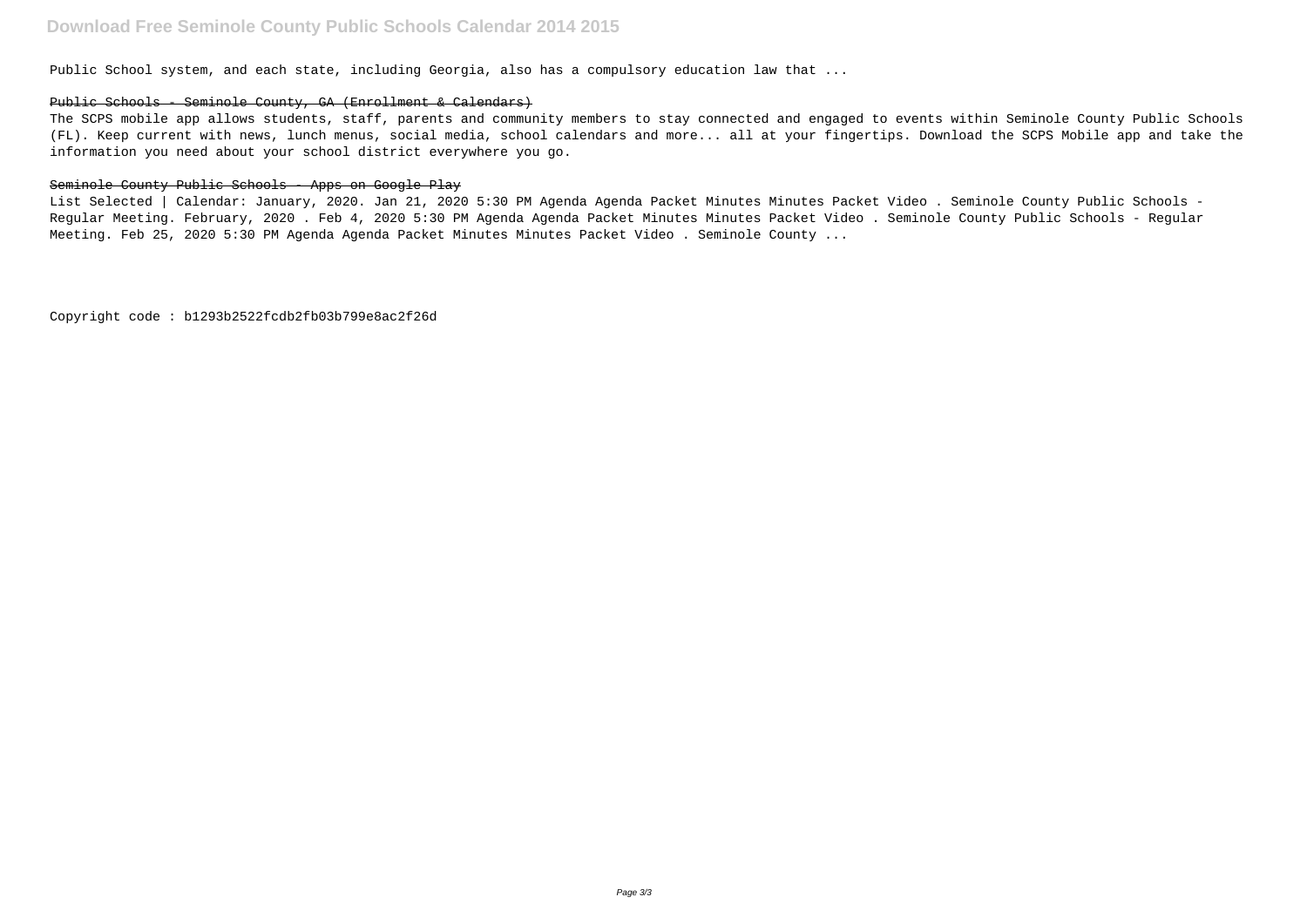Public School system, and each state, including Georgia, also has a compulsory education law that ...

~~Public Schools - Seminole County, GA (Enrollment & Calendars)~~

The SCPS mobile app allows students, staff, parents and community members to stay connected and engaged to events within Seminole County Public Schools (FL). Keep current with news, lunch menus, social media, school calendars and more... all at your fingertips. Download the SCPS Mobile app and take the information you need about your school district everywhere you go.

~~Seminole County Public Schools - Apps on Google Play~~

List Selected | Calendar: January, 2020. Jan 21, 2020 5:30 PM Agenda Agenda Packet Minutes Minutes Packet Video . Seminole County Public Schools - Regular Meeting. February, 2020 . Feb 4, 2020 5:30 PM Agenda Agenda Packet Minutes Minutes Packet Video . Seminole County Public Schools - Regular Meeting. Feb 25, 2020 5:30 PM Agenda Agenda Packet Minutes Minutes Packet Video . Seminole County ...

Copyright code : b1293b2522fcdb2fb03b799e8ac2f26d